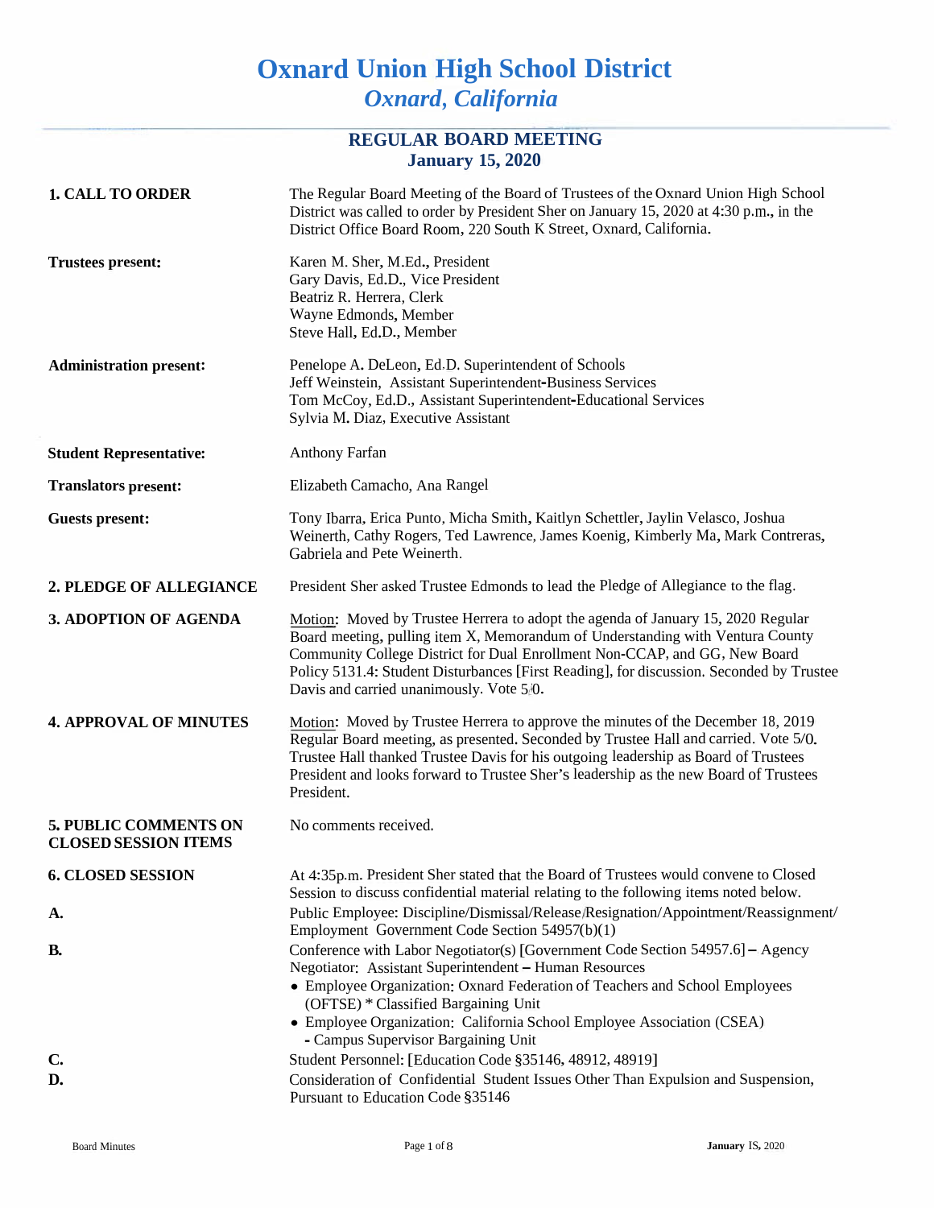# Oxnard Union High School District

## *Oxnard, California*

### REGULAR BOARD MEETING
### January 15, 2020

**1. CALL TO ORDER**

The Regular Board Meeting of the Board of Trustees of the Oxnard Union High School District was called to order by President Sher on January 15, 2020 at 4:30 p.m., in the District Office Board Room, 220 South K Street, Oxnard, California.

**Trustees present:**

Karen M. Sher, M.Ed., President
Gary Davis, Ed.D., Vice President
Beatriz R. Herrera, Clerk
Wayne Edmonds, Member
Steve Hall, Ed.D., Member

**Administration present:**

Penelope A. DeLeon, Ed.D. Superintendent of Schools
Jeff Weinstein, Assistant Superintendent-Business Services
Tom McCoy, Ed.D., Assistant Superintendent-Educational Services
Sylvia M. Diaz, Executive Assistant

**Student Representative:**

Anthony Farfan

**Translators present:**

Elizabeth Camacho, Ana Rangel

**Guests present:**

Tony Ibarra, Erica Punto, Micha Smith, Kaitlyn Schettler, Jaylin Velasco, Joshua Weinerth, Cathy Rogers, Ted Lawrence, James Koenig, Kimberly Ma, Mark Contreras, Gabriela and Pete Weinerth.

**2. PLEDGE OF ALLEGIANCE**

President Sher asked Trustee Edmonds to lead the Pledge of Allegiance to the flag.

**3. ADOPTION OF AGENDA**

Motion: Moved by Trustee Herrera to adopt the agenda of January 15, 2020 Regular Board meeting, pulling item X, Memorandum of Understanding with Ventura County Community College District for Dual Enrollment Non-CCAP, and GG, New Board Policy 5131.4: Student Disturbances [First Reading], for discussion. Seconded by Trustee Davis and carried unanimously. Vote 5/0.

**4. APPROVAL OF MINUTES**

Motion: Moved by Trustee Herrera to approve the minutes of the December 18, 2019 Regular Board meeting, as presented. Seconded by Trustee Hall and carried. Vote 5/0. Trustee Hall thanked Trustee Davis for his outgoing leadership as Board of Trustees President and looks forward to Trustee Sher's leadership as the new Board of Trustees President.

**5. PUBLIC COMMENTS ON CLOSED SESSION ITEMS**

No comments received.

**6. CLOSED SESSION**

At 4:35p.m. President Sher stated that the Board of Trustees would convene to Closed Session to discuss confidential material relating to the following items noted below.

**A.** Public Employee: Discipline/Dismissal/Release/Resignation/Appointment/Reassignment/ Employment Government Code Section 54957(b)(1)

**B.** Conference with Labor Negotiator(s) [Government Code Section 54957.6] – Agency Negotiator: Assistant Superintendent – Human Resources

- Employee Organization: Oxnard Federation of Teachers and School Employees (OFTSE) * Classified Bargaining Unit
- Employee Organization: California School Employee Association (CSEA) - Campus Supervisor Bargaining Unit

**C.** Student Personnel: [Education Code §35146, 48912, 48919]

**D.** Consideration of Confidential Student Issues Other Than Expulsion and Suspension, Pursuant to Education Code §35146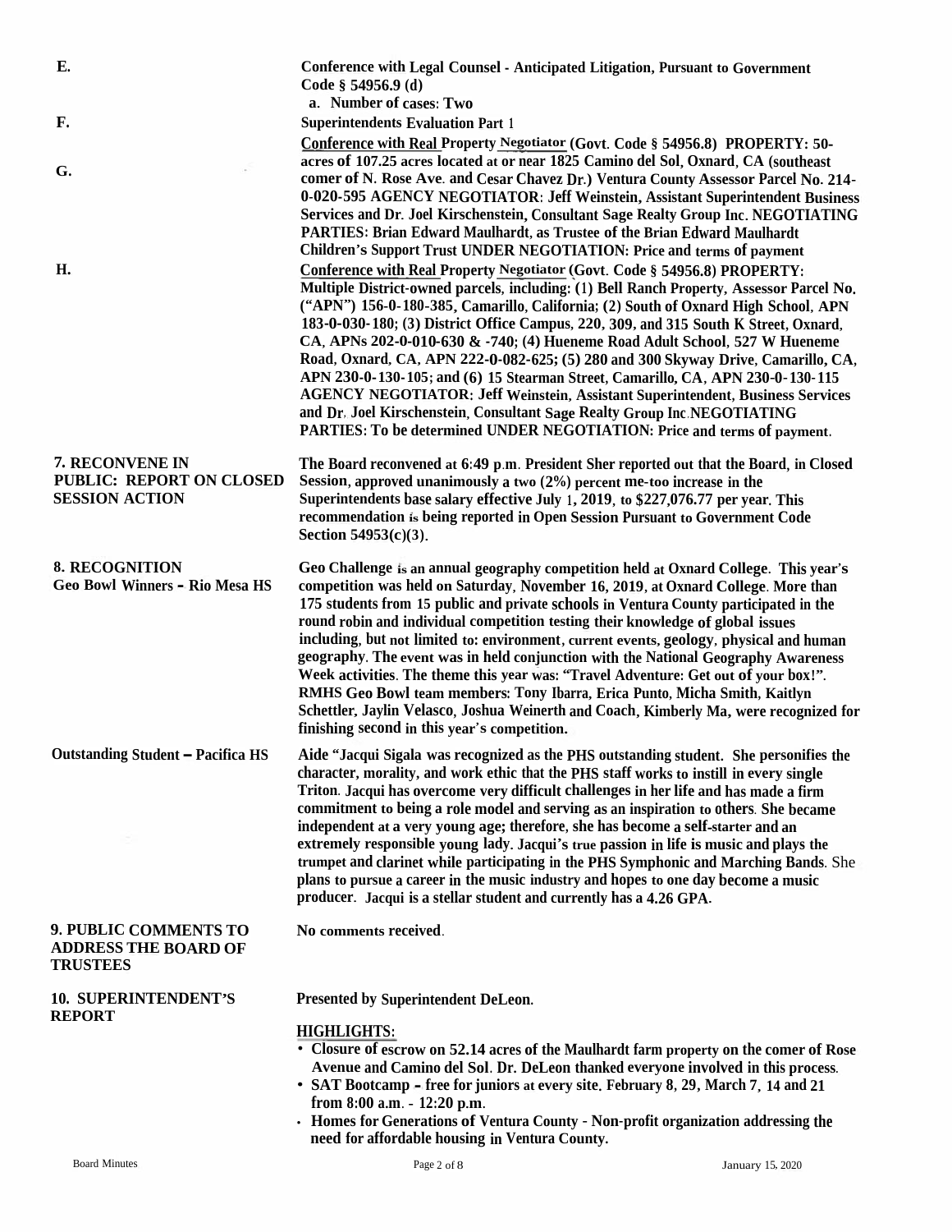**E.** Conference with Legal Counsel - Anticipated Litigation, Pursuant to Government Code § 54956.9 (d)

a. Number of cases: Two

**F.** Superintendents Evaluation Part 1

**G.** Conference with Real Property Negotiator (Govt. Code § 54956.8) PROPERTY: 50-acres of 107.25 acres located at or near 1825 Camino del Sol, Oxnard, CA (southeast comer of N. Rose Ave. and Cesar Chavez Dr.) Ventura County Assessor Parcel No. 214-0-020-595 AGENCY NEGOTIATOR: Jeff Weinstein, Assistant Superintendent Business Services and Dr. Joel Kirschenstein, Consultant Sage Realty Group Inc. NEGOTIATING PARTIES: Brian Edward Maulhardt, as Trustee of the Brian Edward Maulhardt Children's Support Trust UNDER NEGOTIATION: Price and terms of payment

**H.** Conference with Real Property Negotiator (Govt. Code § 54956.8) PROPERTY: Multiple District-owned parcels, including: (1) Bell Ranch Property, Assessor Parcel No. ("APN") 156-0-180-385, Camarillo, California; (2) South of Oxnard High School, APN 183-0-030-180; (3) District Office Campus, 220, 309, and 315 South K Street, Oxnard, CA, APNs 202-0-010-630 & -740; (4) Hueneme Road Adult School, 527 W Hueneme Road, Oxnard, CA, APN 222-0-082-625; (5) 280 and 300 Skyway Drive, Camarillo, CA, APN 230-0-130-105; and (6) 15 Stearman Street, Camarillo, CA, APN 230-0-130-115 AGENCY NEGOTIATOR: Jeff Weinstein, Assistant Superintendent, Business Services and Dr. Joel Kirschenstein, Consultant Sage Realty Group Inc.NEGOTIATING PARTIES: To be determined UNDER NEGOTIATION: Price and terms of payment.

## 7. RECONVENE IN PUBLIC: REPORT ON CLOSED SESSION ACTION

The Board reconvened at 6:49 p.m. President Sher reported out that the Board, in Closed Session, approved unanimously a two (2%) percent me-too increase in the Superintendents base salary effective July 1, 2019, to $227,076.77 per year. This recommendation is being reported in Open Session Pursuant to Government Code Section 54953(c)(3).

## 8. RECOGNITION

**Geo Bowl Winners - Rio Mesa HS**

Geo Challenge is an annual geography competition held at Oxnard College. This year's competition was held on Saturday, November 16, 2019, at Oxnard College. More than 175 students from 15 public and private schools in Ventura County participated in the round robin and individual competition testing their knowledge of global issues including, but not limited to: environment, current events, geology, physical and human geography. The event was in held conjunction with the National Geography Awareness Week activities. The theme this year was: "Travel Adventure: Get out of your box!". RMHS Geo Bowl team members: Tony Ibarra, Erica Punto, Micha Smith, Kaitlyn Schettler, Jaylin Velasco, Joshua Weinerth and Coach, Kimberly Ma, were recognized for finishing second in this year's competition.

**Outstanding Student – Pacifica HS**

Aide "Jacqui Sigala was recognized as the PHS outstanding student. She personifies the character, morality, and work ethic that the PHS staff works to instill in every single Triton. Jacqui has overcome very difficult challenges in her life and has made a firm commitment to being a role model and serving as an inspiration to others. She became independent at a very young age; therefore, she has become a self-starter and an extremely responsible young lady. Jacqui's true passion in life is music and plays the trumpet and clarinet while participating in the PHS Symphonic and Marching Bands. She plans to pursue a career in the music industry and hopes to one day become a music producer. Jacqui is a stellar student and currently has a 4.26 GPA.

## 9. PUBLIC COMMENTS TO ADDRESS THE BOARD OF TRUSTEES

No comments received.

## 10. SUPERINTENDENT'S REPORT

Presented by Superintendent DeLeon.

**HIGHLIGHTS:**

- Closure of escrow on 52.14 acres of the Maulhardt farm property on the comer of Rose Avenue and Camino del Sol. Dr. DeLeon thanked everyone involved in this process.
- SAT Bootcamp - free for juniors at every site. February 8, 29, March 7, 14 and 21 from 8:00 a.m. - 12:20 p.m.
- Homes for Generations of Ventura County - Non-profit organization addressing the need for affordable housing in Ventura County.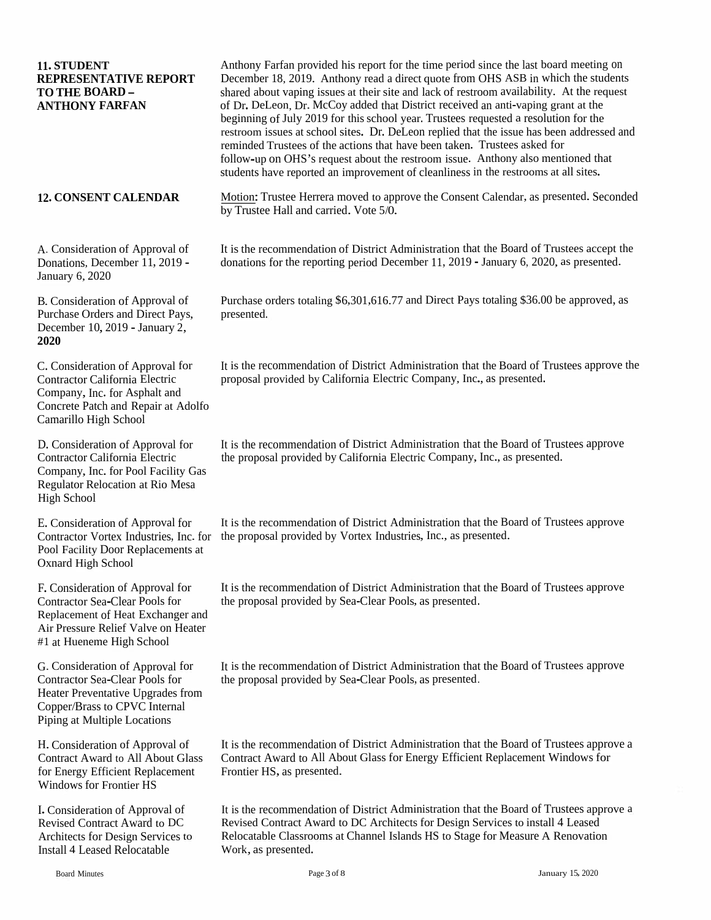**11. STUDENT REPRESENTATIVE REPORT TO THE BOARD – ANTHONY FARFAN**

Anthony Farfan provided his report for the time period since the last board meeting on December 18, 2019. Anthony read a direct quote from OHS ASB in which the students shared about vaping issues at their site and lack of restroom availability. At the request of Dr. DeLeon, Dr. McCoy added that District received an anti-vaping grant at the beginning of July 2019 for this school year. Trustees requested a resolution for the restroom issues at school sites. Dr. DeLeon replied that the issue has been addressed and reminded Trustees of the actions that have been taken. Trustees asked for follow-up on OHS's request about the restroom issue. Anthony also mentioned that students have reported an improvement of cleanliness in the restrooms at all sites.

**12. CONSENT CALENDAR**

Motion: Trustee Herrera moved to approve the Consent Calendar, as presented. Seconded by Trustee Hall and carried. Vote 5/0.

A. Consideration of Approval of Donations, December 11, 2019 - January 6, 2020

It is the recommendation of District Administration that the Board of Trustees accept the donations for the reporting period December 11, 2019 - January 6, 2020, as presented.

B. Consideration of Approval of Purchase Orders and Direct Pays, December 10, 2019 - January 2, 2020

Purchase orders totaling $6,301,616.77 and Direct Pays totaling $36.00 be approved, as presented.

C. Consideration of Approval for Contractor California Electric Company, Inc. for Asphalt and Concrete Patch and Repair at Adolfo Camarillo High School

It is the recommendation of District Administration that the Board of Trustees approve the proposal provided by California Electric Company, Inc., as presented.

D. Consideration of Approval for Contractor California Electric Company, Inc. for Pool Facility Gas Regulator Relocation at Rio Mesa High School

It is the recommendation of District Administration that the Board of Trustees approve the proposal provided by California Electric Company, Inc., as presented.

E. Consideration of Approval for Contractor Vortex Industries, Inc. for Pool Facility Door Replacements at Oxnard High School

It is the recommendation of District Administration that the Board of Trustees approve the proposal provided by Vortex Industries, Inc., as presented.

F. Consideration of Approval for Contractor Sea-Clear Pools for Replacement of Heat Exchanger and Air Pressure Relief Valve on Heater #1 at Hueneme High School

It is the recommendation of District Administration that the Board of Trustees approve the proposal provided by Sea-Clear Pools, as presented.

G. Consideration of Approval for Contractor Sea-Clear Pools for Heater Preventative Upgrades from Copper/Brass to CPVC Internal Piping at Multiple Locations

It is the recommendation of District Administration that the Board of Trustees approve the proposal provided by Sea-Clear Pools, as presented.

H. Consideration of Approval of Contract Award to All About Glass for Energy Efficient Replacement Windows for Frontier HS

It is the recommendation of District Administration that the Board of Trustees approve a Contract Award to All About Glass for Energy Efficient Replacement Windows for Frontier HS, as presented.

I. Consideration of Approval of Revised Contract Award to DC Architects for Design Services to Install 4 Leased Relocatable

It is the recommendation of District Administration that the Board of Trustees approve a Revised Contract Award to DC Architects for Design Services to install 4 Leased Relocatable Classrooms at Channel Islands HS to Stage for Measure A Renovation Work, as presented.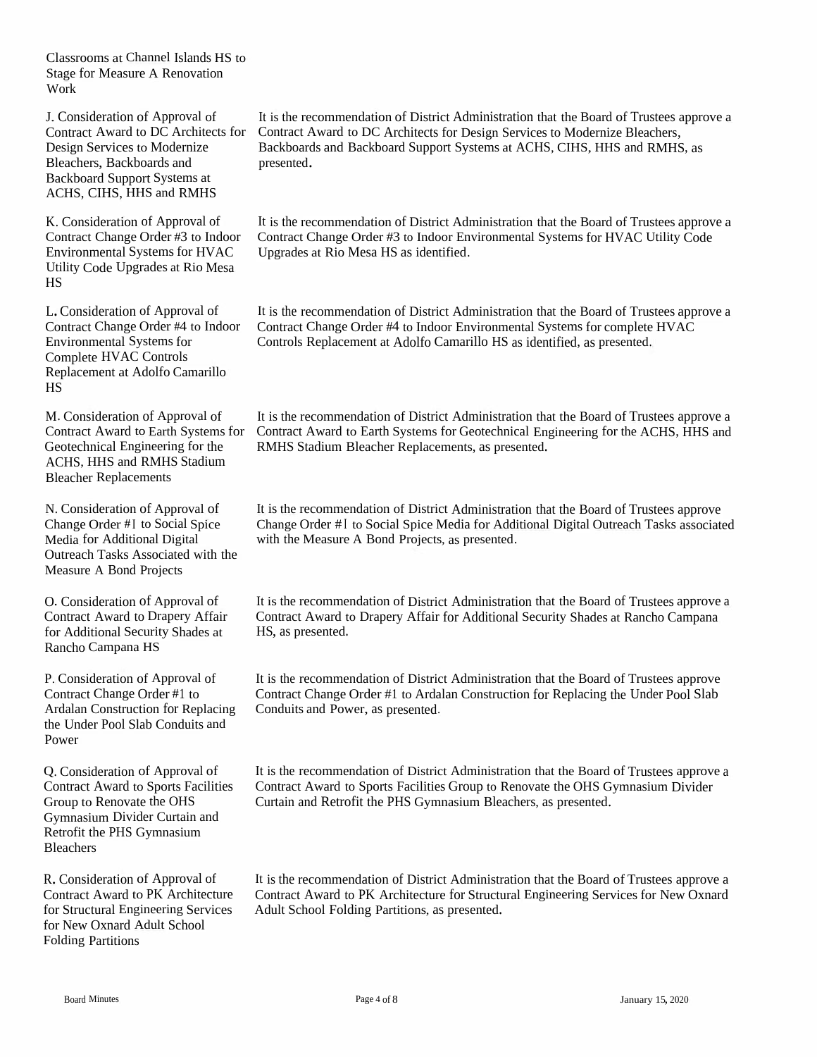Classrooms at Channel Islands HS to Stage for Measure A Renovation Work

J. Consideration of Approval of Contract Award to DC Architects for Design Services to Modernize Bleachers, Backboards and Backboard Support Systems at ACHS, CIHS, HHS and RMHS

It is the recommendation of District Administration that the Board of Trustees approve a Contract Award to DC Architects for Design Services to Modernize Bleachers, Backboards and Backboard Support Systems at ACHS, CIHS, HHS and RMHS, as presented.

K. Consideration of Approval of Contract Change Order #3 to Indoor Environmental Systems for HVAC Utility Code Upgrades at Rio Mesa HS

It is the recommendation of District Administration that the Board of Trustees approve a Contract Change Order #3 to Indoor Environmental Systems for HVAC Utility Code Upgrades at Rio Mesa HS as identified.

L. Consideration of Approval of Contract Change Order #4 to Indoor Environmental Systems for Complete HVAC Controls Replacement at Adolfo Camarillo HS

It is the recommendation of District Administration that the Board of Trustees approve a Contract Change Order #4 to Indoor Environmental Systems for complete HVAC Controls Replacement at Adolfo Camarillo HS as identified, as presented.

M. Consideration of Approval of Contract Award to Earth Systems for Geotechnical Engineering for the ACHS, HHS and RMHS Stadium Bleacher Replacements

It is the recommendation of District Administration that the Board of Trustees approve a Contract Award to Earth Systems for Geotechnical Engineering for the ACHS, HHS and RMHS Stadium Bleacher Replacements, as presented.

N. Consideration of Approval of Change Order #1 to Social Spice Media for Additional Digital Outreach Tasks Associated with the Measure A Bond Projects

It is the recommendation of District Administration that the Board of Trustees approve Change Order #1 to Social Spice Media for Additional Digital Outreach Tasks associated with the Measure A Bond Projects, as presented.

O. Consideration of Approval of Contract Award to Drapery Affair for Additional Security Shades at Rancho Campana HS

It is the recommendation of District Administration that the Board of Trustees approve a Contract Award to Drapery Affair for Additional Security Shades at Rancho Campana HS, as presented.

P. Consideration of Approval of Contract Change Order #1 to Ardalan Construction for Replacing the Under Pool Slab Conduits and Power

It is the recommendation of District Administration that the Board of Trustees approve Contract Change Order #1 to Ardalan Construction for Replacing the Under Pool Slab Conduits and Power, as presented.

Q. Consideration of Approval of Contract Award to Sports Facilities Group to Renovate the OHS Gymnasium Divider Curtain and Retrofit the PHS Gymnasium Bleachers

It is the recommendation of District Administration that the Board of Trustees approve a Contract Award to Sports Facilities Group to Renovate the OHS Gymnasium Divider Curtain and Retrofit the PHS Gymnasium Bleachers, as presented.

R. Consideration of Approval of Contract Award to PK Architecture for Structural Engineering Services for New Oxnard Adult School Folding Partitions

It is the recommendation of District Administration that the Board of Trustees approve a Contract Award to PK Architecture for Structural Engineering Services for New Oxnard Adult School Folding Partitions, as presented.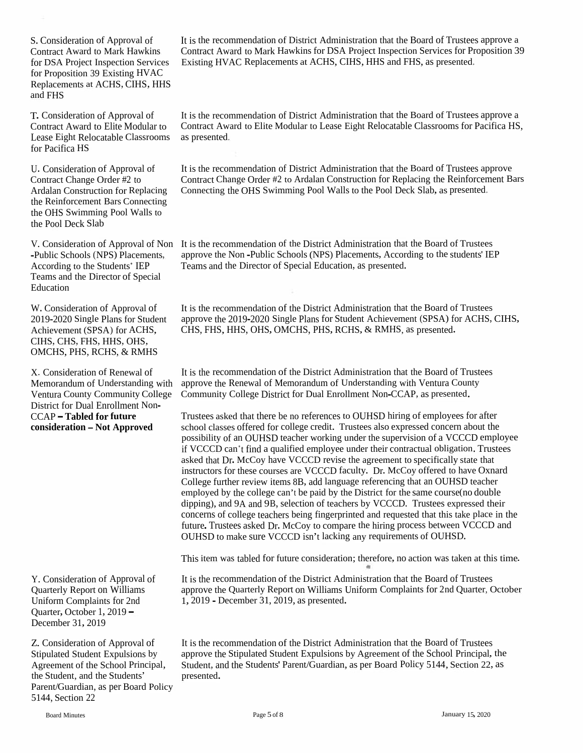**S. Consideration of Approval of Contract Award to Mark Hawkins for DSA Project Inspection Services for Proposition 39 Existing HVAC Replacements at ACHS, CIHS, HHS and FHS**

It is the recommendation of District Administration that the Board of Trustees approve a Contract Award to Mark Hawkins for DSA Project Inspection Services for Proposition 39 Existing HVAC Replacements at ACHS, CIHS, HHS and FHS, as presented.

**T. Consideration of Approval of Contract Award to Elite Modular to Lease Eight Relocatable Classrooms for Pacifica HS**

It is the recommendation of District Administration that the Board of Trustees approve a Contract Award to Elite Modular to Lease Eight Relocatable Classrooms for Pacifica HS, as presented.

**U. Consideration of Approval of Contract Change Order #2 to Ardalan Construction for Replacing the Reinforcement Bars Connecting the OHS Swimming Pool Walls to the Pool Deck Slab**

It is the recommendation of District Administration that the Board of Trustees approve Contract Change Order #2 to Ardalan Construction for Replacing the Reinforcement Bars Connecting the OHS Swimming Pool Walls to the Pool Deck Slab, as presented.

**V. Consideration of Approval of Non -Public Schools (NPS) Placements, According to the Students' IEP Teams and the Director of Special Education**

It is the recommendation of the District Administration that the Board of Trustees approve the Non -Public Schools (NPS) Placements, According to the students' IEP Teams and the Director of Special Education, as presented.

**W. Consideration of Approval of 2019-2020 Single Plans for Student Achievement (SPSA) for ACHS, CIHS, CHS, FHS, HHS, OHS, OMCHS, PHS, RCHS, & RMHS**

It is the recommendation of the District Administration that the Board of Trustees approve the 2019-2020 Single Plans for Student Achievement (SPSA) for ACHS, CIHS, CHS, FHS, HHS, OHS, OMCHS, PHS, RCHS, & RMHS, as presented.

**X. Consideration of Renewal of Memorandum of Understanding with Ventura County Community College District for Dual Enrollment Non-CCAP – Tabled for future consideration – Not Approved**

It is the recommendation of the District Administration that the Board of Trustees approve the Renewal of Memorandum of Understanding with Ventura County Community College District for Dual Enrollment Non-CCAP, as presented.

Trustees asked that there be no references to OUHSD hiring of employees for after school classes offered for college credit. Trustees also expressed concern about the possibility of an OUHSD teacher working under the supervision of a VCCCD employee if VCCCD can't find a qualified employee under their contractual obligation. Trustees asked that Dr. McCoy have VCCCD revise the agreement to specifically state that instructors for these courses are VCCCD faculty. Dr. McCoy offered to have Oxnard College further review items 8B, add language referencing that an OUHSD teacher employed by the college can't be paid by the District for the same course(no double dipping), and 9A and 9B, selection of teachers by VCCCD. Trustees expressed their concerns of college teachers being fingerprinted and requested that this take place in the future. Trustees asked Dr. McCoy to compare the hiring process between VCCCD and OUHSD to make sure VCCCD isn't lacking any requirements of OUHSD.

This item was tabled for future consideration; therefore, no action was taken at this time.

**Y. Consideration of Approval of Quarterly Report on Williams Uniform Complaints for 2nd Quarter, October 1, 2019 – December 31, 2019**

It is the recommendation of the District Administration that the Board of Trustees approve the Quarterly Report on Williams Uniform Complaints for 2nd Quarter, October 1, 2019 - December 31, 2019, as presented.

**Z. Consideration of Approval of Stipulated Student Expulsions by Agreement of the School Principal, the Student, and the Students' Parent/Guardian, as per Board Policy 5144, Section 22**

It is the recommendation of the District Administration that the Board of Trustees approve the Stipulated Student Expulsions by Agreement of the School Principal, the Student, and the Students' Parent/Guardian, as per Board Policy 5144, Section 22, as presented.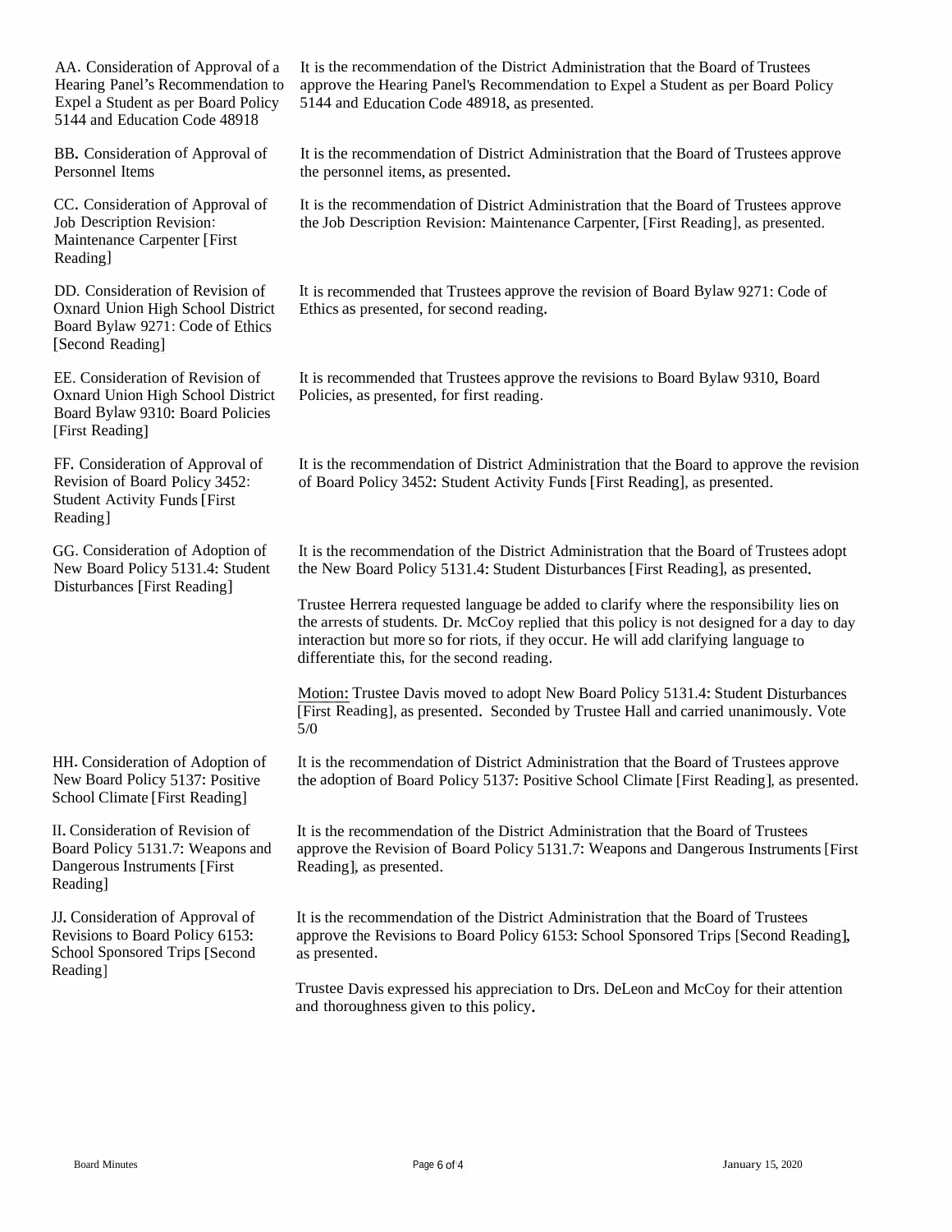| | |
|---|---|
| AA. Consideration of Approval of a Hearing Panel's Recommendation to Expel a Student as per Board Policy 5144 and Education Code 48918 | It is the recommendation of the District Administration that the Board of Trustees approve the Hearing Panel's Recommendation to Expel a Student as per Board Policy 5144 and Education Code 48918, as presented. |
| BB. Consideration of Approval of Personnel Items | It is the recommendation of District Administration that the Board of Trustees approve the personnel items, as presented. |
| CC. Consideration of Approval of Job Description Revision: Maintenance Carpenter [First Reading] | It is the recommendation of District Administration that the Board of Trustees approve the Job Description Revision: Maintenance Carpenter, [First Reading], as presented. |
| DD. Consideration of Revision of Oxnard Union High School District Board Bylaw 9271: Code of Ethics [Second Reading] | It is recommended that Trustees approve the revision of Board Bylaw 9271: Code of Ethics as presented, for second reading. |
| EE. Consideration of Revision of Oxnard Union High School District Board Bylaw 9310: Board Policies [First Reading] | It is recommended that Trustees approve the revisions to Board Bylaw 9310, Board Policies, as presented, for first reading. |
| FF. Consideration of Approval of Revision of Board Policy 3452: Student Activity Funds [First Reading] | It is the recommendation of District Administration that the Board to approve the revision of Board Policy 3452: Student Activity Funds [First Reading], as presented. |
| GG. Consideration of Adoption of New Board Policy 5131.4: Student Disturbances [First Reading] | It is the recommendation of the District Administration that the Board of Trustees adopt the New Board Policy 5131.4: Student Disturbances [First Reading], as presented.<br><br>Trustee Herrera requested language be added to clarify where the responsibility lies on the arrests of students. Dr. McCoy replied that this policy is not designed for a day to day interaction but more so for riots, if they occur. He will add clarifying language to differentiate this, for the second reading.<br><br><u>Motion:</u> Trustee Davis moved to adopt New Board Policy 5131.4: Student Disturbances [First Reading], as presented. Seconded by Trustee Hall and carried unanimously. Vote 5/0 |
| HH. Consideration of Adoption of New Board Policy 5137: Positive School Climate [First Reading] | It is the recommendation of District Administration that the Board of Trustees approve the adoption of Board Policy 5137: Positive School Climate [First Reading], as presented. |
| II. Consideration of Revision of Board Policy 5131.7: Weapons and Dangerous Instruments [First Reading] | It is the recommendation of the District Administration that the Board of Trustees approve the Revision of Board Policy 5131.7: Weapons and Dangerous Instruments [First Reading], as presented. |
| JJ. Consideration of Approval of Revisions to Board Policy 6153: School Sponsored Trips [Second Reading] | It is the recommendation of the District Administration that the Board of Trustees approve the Revisions to Board Policy 6153: School Sponsored Trips [Second Reading], as presented.<br><br>Trustee Davis expressed his appreciation to Drs. DeLeon and McCoy for their attention and thoroughness given to this policy. |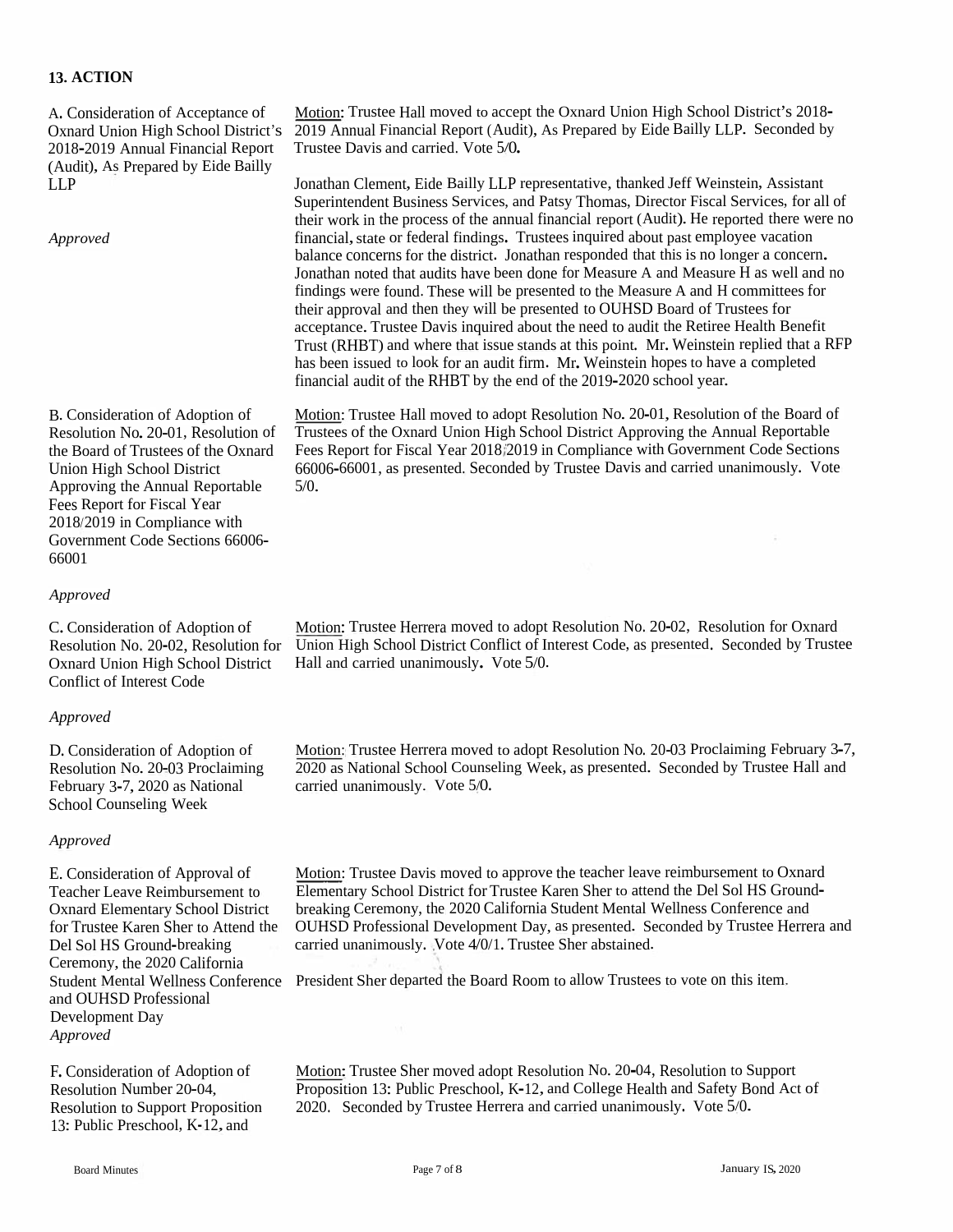## 13. ACTION

A. Consideration of Acceptance of Oxnard Union High School District's 2018-2019 Annual Financial Report (Audit), As Prepared by Eide Bailly LLP

*Approved*

Motion: Trustee Hall moved to accept the Oxnard Union High School District's 2018-2019 Annual Financial Report (Audit), As Prepared by Eide Bailly LLP. Seconded by Trustee Davis and carried. Vote 5/0.

Jonathan Clement, Eide Bailly LLP representative, thanked Jeff Weinstein, Assistant Superintendent Business Services, and Patsy Thomas, Director Fiscal Services, for all of their work in the process of the annual financial report (Audit). He reported there were no financial, state or federal findings. Trustees inquired about past employee vacation balance concerns for the district. Jonathan responded that this is no longer a concern. Jonathan noted that audits have been done for Measure A and Measure H as well and no findings were found. These will be presented to the Measure A and H committees for their approval and then they will be presented to OUHSD Board of Trustees for acceptance. Trustee Davis inquired about the need to audit the Retiree Health Benefit Trust (RHBT) and where that issue stands at this point. Mr. Weinstein replied that a RFP has been issued to look for an audit firm. Mr. Weinstein hopes to have a completed financial audit of the RHBT by the end of the 2019-2020 school year.

B. Consideration of Adoption of Resolution No. 20-01, Resolution of the Board of Trustees of the Oxnard Union High School District Approving the Annual Reportable Fees Report for Fiscal Year 2018/2019 in Compliance with Government Code Sections 66006-66001

*Approved*

Motion: Trustee Hall moved to adopt Resolution No. 20-01, Resolution of the Board of Trustees of the Oxnard Union High School District Approving the Annual Reportable Fees Report for Fiscal Year 2018/2019 in Compliance with Government Code Sections 66006-66001, as presented. Seconded by Trustee Davis and carried unanimously. Vote 5/0.

C. Consideration of Adoption of Resolution No. 20-02, Resolution for Oxnard Union High School District Conflict of Interest Code

*Approved*

Motion: Trustee Herrera moved to adopt Resolution No. 20-02, Resolution for Oxnard Union High School District Conflict of Interest Code, as presented. Seconded by Trustee Hall and carried unanimously. Vote 5/0.

D. Consideration of Adoption of Resolution No. 20-03 Proclaiming February 3-7, 2020 as National School Counseling Week

*Approved*

Motion: Trustee Herrera moved to adopt Resolution No. 20-03 Proclaiming February 3-7, 2020 as National School Counseling Week, as presented. Seconded by Trustee Hall and carried unanimously. Vote 5/0.

E. Consideration of Approval of Teacher Leave Reimbursement to Oxnard Elementary School District for Trustee Karen Sher to Attend the Del Sol HS Ground-breaking Ceremony, the 2020 California Student Mental Wellness Conference and OUHSD Professional Development Day

*Approved*

Motion: Trustee Davis moved to approve the teacher leave reimbursement to Oxnard Elementary School District for Trustee Karen Sher to attend the Del Sol HS Ground-breaking Ceremony, the 2020 California Student Mental Wellness Conference and OUHSD Professional Development Day, as presented. Seconded by Trustee Herrera and carried unanimously. Vote 4/0/1. Trustee Sher abstained.

President Sher departed the Board Room to allow Trustees to vote on this item.

F. Consideration of Adoption of Resolution Number 20-04, Resolution to Support Proposition 13: Public Preschool, K-12, and

Motion: Trustee Sher moved adopt Resolution No. 20-04, Resolution to Support Proposition 13: Public Preschool, K-12, and College Health and Safety Bond Act of 2020. Seconded by Trustee Herrera and carried unanimously. Vote 5/0.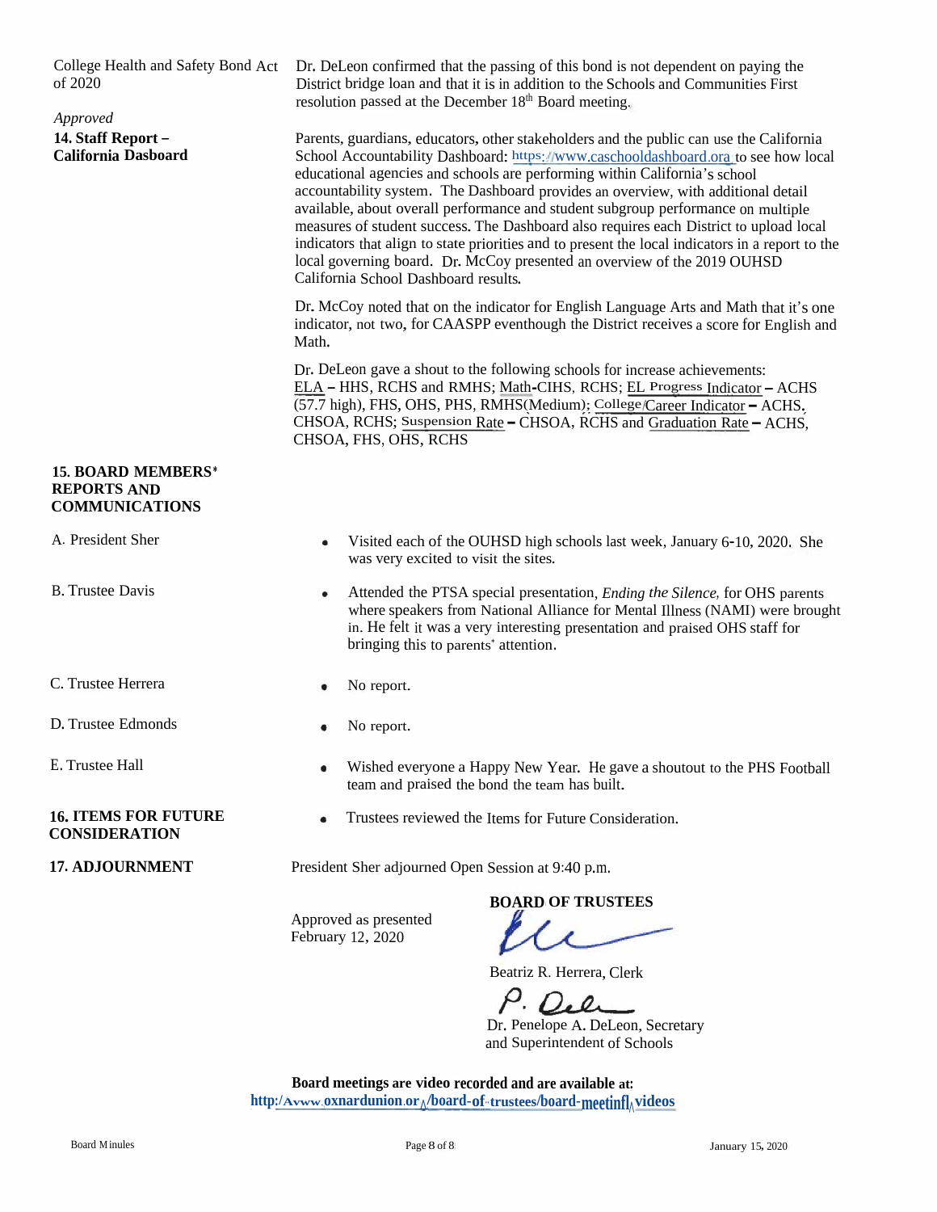College Health and Safety Bond Act of 2020

Dr. DeLeon confirmed that the passing of this bond is not dependent on paying the District bridge loan and that it is in addition to the Schools and Communities First resolution passed at the December 18th Board meeting.

*Approved*

**14. Staff Report – California Dasboard**

Parents, guardians, educators, other stakeholders and the public can use the California School Accountability Dashboard: https://www.caschooldashboard.org to see how local educational agencies and schools are performing within California's school accountability system. The Dashboard provides an overview, with additional detail available, about overall performance and student subgroup performance on multiple measures of student success. The Dashboard also requires each District to upload local indicators that align to state priorities and to present the local indicators in a report to the local governing board. Dr. McCoy presented an overview of the 2019 OUHSD California School Dashboard results.

Dr. McCoy noted that on the indicator for English Language Arts and Math that it's one indicator, not two, for CAASPP eventhough the District receives a score for English and Math.

Dr. DeLeon gave a shout to the following schools for increase achievements: ELA – HHS, RCHS and RMHS; Math-CIHS, RCHS; EL Progress Indicator – ACHS (57.7 high), FHS, OHS, PHS, RMHS(Medium); College/Career Indicator – ACHS, CHSOA, RCHS; Suspension Rate – CHSOA, RCHS and Graduation Rate – ACHS, CHSOA, FHS, OHS, RCHS

**15. BOARD MEMBERS' REPORTS AND COMMUNICATIONS**

A. President Sher

- Visited each of the OUHSD high schools last week, January 6-10, 2020. She was very excited to visit the sites.

B. Trustee Davis

- Attended the PTSA special presentation, *Ending the Silence,* for OHS parents where speakers from National Alliance for Mental Illness (NAMI) were brought in. He felt it was a very interesting presentation and praised OHS staff for bringing this to parents' attention.

C. Trustee Herrera

- No report.

D. Trustee Edmonds

- No report.

E. Trustee Hall

- Wished everyone a Happy New Year. He gave a shoutout to the PHS Football team and praised the bond the team has built.

**16. ITEMS FOR FUTURE CONSIDERATION**

- Trustees reviewed the Items for Future Consideration.

**17. ADJOURNMENT**

President Sher adjourned Open Session at 9:40 p.m.

Approved as presented
February 12, 2020

**BOARD OF TRUSTEES**

Beatriz R. Herrera, Clerk

Dr. Penelope A. DeLeon, Secretary
and Superintendent of Schools

**Board meetings are video recorded and are available at:**
**http://www.oxnardunion.org/board-of-trustees/board-meeting-videos**